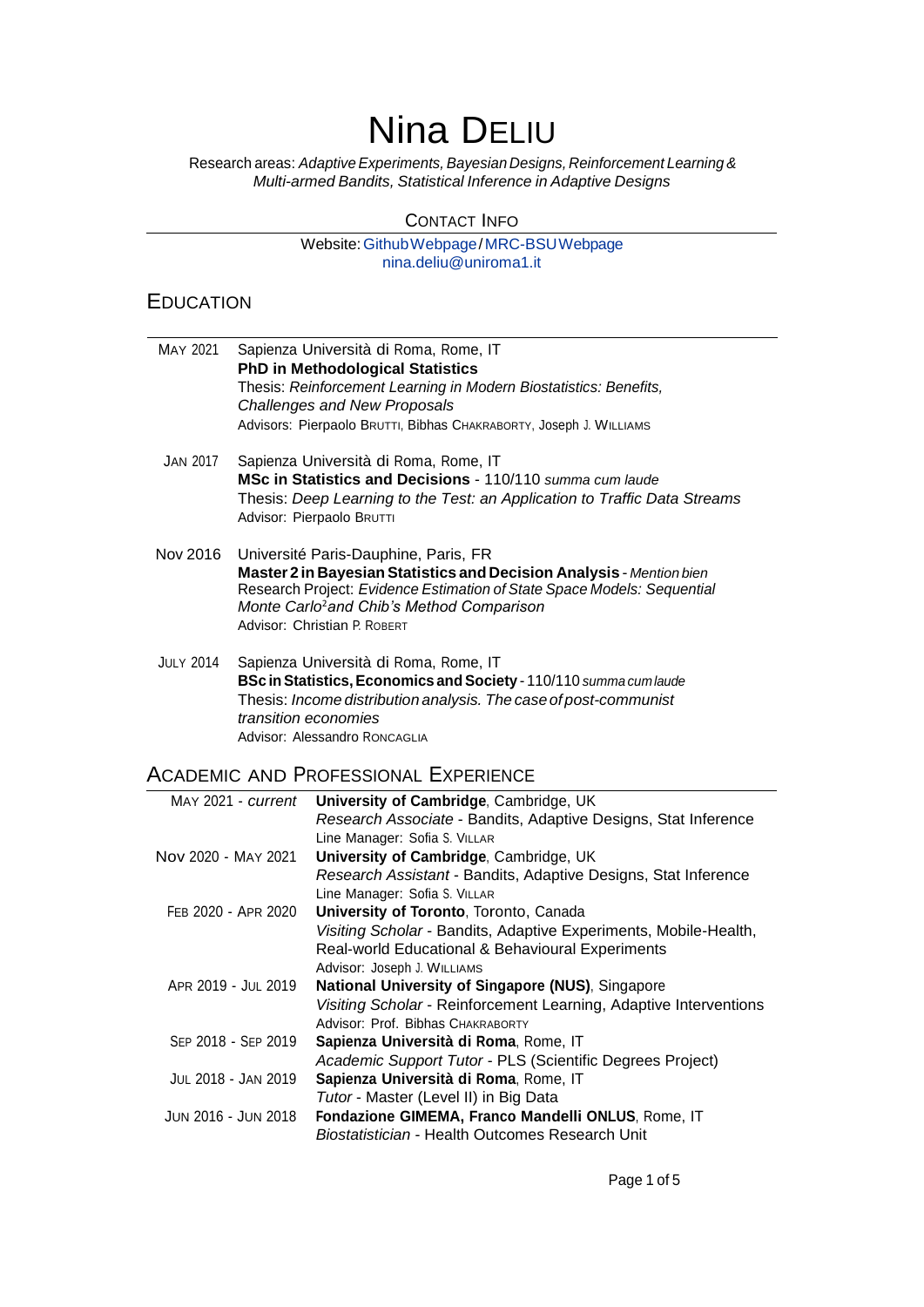# Nina DELIU

Research areas: *Adaptive Experiments, Bayesian Designs, Reinforcement Learning & Multi-armed Bandits, Statistical Inference in Adaptive Designs*

## CONTACT INFO

Website: Github Webpage / MRC-BSU Webpage
nina.deliu@uniroma1.it

## EDUCATION

**MAY 2021** — Sapienza Università di Roma, Rome, IT
**PhD in Methodological Statistics**
Thesis: *Reinforcement Learning in Modern Biostatistics: Benefits, Challenges and New Proposals*
Advisors: Pierpaolo BRUTTI, Bibhas CHAKRABORTY, Joseph J. WILLIAMS

**JAN 2017** — Sapienza Università di Roma, Rome, IT
**MSc in Statistics and Decisions** - 110/110 *summa cum laude*
Thesis: *Deep Learning to the Test: an Application to Traffic Data Streams*
Advisor: Pierpaolo BRUTTI

**Nov 2016** — Université Paris-Dauphine, Paris, FR
**Master 2 in Bayesian Statistics and Decision Analysis** - *Mention bien*
Research Project: *Evidence Estimation of State Space Models: Sequential Monte Carlo$^2$ and Chib's Method Comparison*
Advisor: Christian P. ROBERT

**JULY 2014** — Sapienza Università di Roma, Rome, IT
**BSc in Statistics, Economics and Society** - 110/110 *summa cum laude*
Thesis: *Income distribution analysis. The case of post-communist transition economies*
Advisor: Alessandro RONCAGLIA

## ACADEMIC AND PROFESSIONAL EXPERIENCE

**MAY 2021 - *current*** — **University of Cambridge**, Cambridge, UK
*Research Associate* - Bandits, Adaptive Designs, Stat Inference
Line Manager: Sofia S. VILLAR

**Nov 2020 - MAY 2021** — **University of Cambridge**, Cambridge, UK
*Research Assistant* - Bandits, Adaptive Designs, Stat Inference
Line Manager: Sofia S. VILLAR

**FEB 2020 - APR 2020** — **University of Toronto**, Toronto, Canada
*Visiting Scholar* - Bandits, Adaptive Experiments, Mobile-Health, Real-world Educational & Behavioural Experiments
Advisor: Joseph J. WILLIAMS

**APR 2019 - JUL 2019** — **National University of Singapore (NUS)**, Singapore
*Visiting Scholar* - Reinforcement Learning, Adaptive Interventions
Advisor: Prof. Bibhas CHAKRABORTY

**SEP 2018 - SEP 2019** — **Sapienza Università di Roma**, Rome, IT
*Academic Support Tutor* - PLS (Scientific Degrees Project)

**JUL 2018 - JAN 2019** — **Sapienza Università di Roma**, Rome, IT
*Tutor* - Master (Level II) in Big Data

**JUN 2016 - JUN 2018** — **Fondazione GIMEMA, Franco Mandelli ONLUS**, Rome, IT
*Biostatistician* - Health Outcomes Research Unit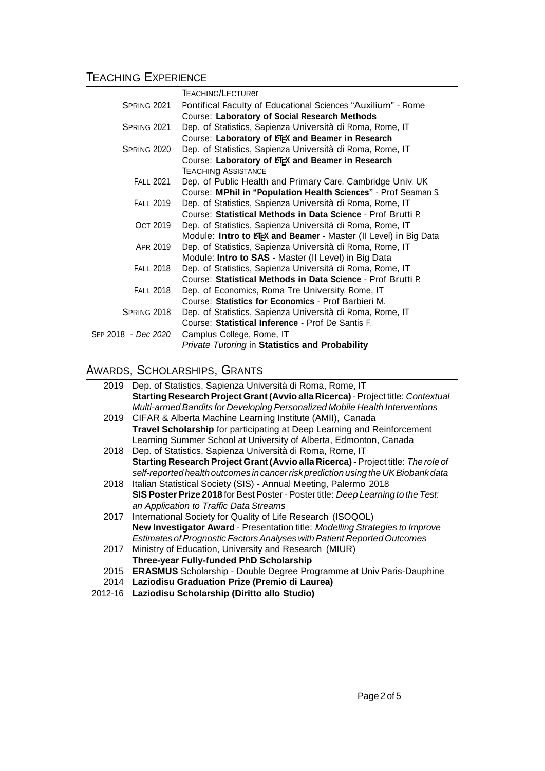## Teaching Experience

| | |
|---|---|
| | Teaching/Lecturer |
| Spring 2021 | Pontifical Faculty of Educational Sciences "Auxilium" - Rome<br>Course: **Laboratory of Social Research Methods** |
| Spring 2021 | Dep. of Statistics, Sapienza Università di Roma, Rome, IT<br>Course: **Laboratory of LaTeX and Beamer in Research** |
| Spring 2020 | Dep. of Statistics, Sapienza Università di Roma, Rome, IT<br>Course: **Laboratory of LaTeX and Beamer in Research** |
| | Teaching Assistance |
| Fall 2021 | Dep. of Public Health and Primary Care, Cambridge Univ, UK<br>Course: **MPhil in "Population Health Sciences"** - Prof Seaman S. |
| Fall 2019 | Dep. of Statistics, Sapienza Università di Roma, Rome, IT<br>Course: **Statistical Methods in Data Science** - Prof Brutti P. |
| Oct 2019 | Dep. of Statistics, Sapienza Università di Roma, Rome, IT<br>Module: **Intro to LaTeX and Beamer** - Master (II Level) in Big Data |
| Apr 2019 | Dep. of Statistics, Sapienza Università di Roma, Rome, IT<br>Module: **Intro to SAS** - Master (II Level) in Big Data |
| Fall 2018 | Dep. of Statistics, Sapienza Università di Roma, Rome, IT<br>Course: **Statistical Methods in Data Science** - Prof Brutti P. |
| Fall 2018 | Dep. of Economics, Roma Tre University, Rome, IT<br>Course: **Statistics for Economics** - Prof Barbieri M. |
| Spring 2018 | Dep. of Statistics, Sapienza Università di Roma, Rome, IT<br>Course: **Statistical Inference** - Prof De Santis F. |
| Sep 2018 - *Dec 2020* | Camplus College, Rome, IT<br>*Private Tutoring* in **Statistics and Probability** |

## Awards, Scholarships, Grants

| | |
|---|---|
| 2019 | Dep. of Statistics, Sapienza Università di Roma, Rome, IT<br>**Starting Research Project Grant (Avvio alla Ricerca)** - Project title: *Contextual Multi-armed Bandits for Developing Personalized Mobile Health Interventions* |
| 2019 | CIFAR & Alberta Machine Learning Institute (AMII), Canada<br>**Travel Scholarship** for participating at Deep Learning and Reinforcement Learning Summer School at University of Alberta, Edmonton, Canada |
| 2018 | Dep. of Statistics, Sapienza Università di Roma, Rome, IT<br>**Starting Research Project Grant (Avvio alla Ricerca)** - Project title: *The role of self-reported health outcomes in cancer risk prediction using the UK Biobank data* |
| 2018 | Italian Statistical Society (SIS) - Annual Meeting, Palermo 2018<br>**SIS Poster Prize 2018** for Best Poster - Poster title: *Deep Learning to the Test: an Application to Traffic Data Streams* |
| 2017 | International Society for Quality of Life Research (ISOQOL)<br>**New Investigator Award** - Presentation title: *Modelling Strategies to Improve Estimates of Prognostic Factors Analyses with Patient Reported Outcomes* |
| 2017 | Ministry of Education, University and Research (MIUR)<br>**Three-year Fully-funded PhD Scholarship** |
| 2015 | **ERASMUS** Scholarship - Double Degree Programme at Univ Paris-Dauphine |
| 2014 | **Laziodisu Graduation Prize (Premio di Laurea)** |
| 2012-16 | **Laziodisu Scholarship (Diritto allo Studio)** |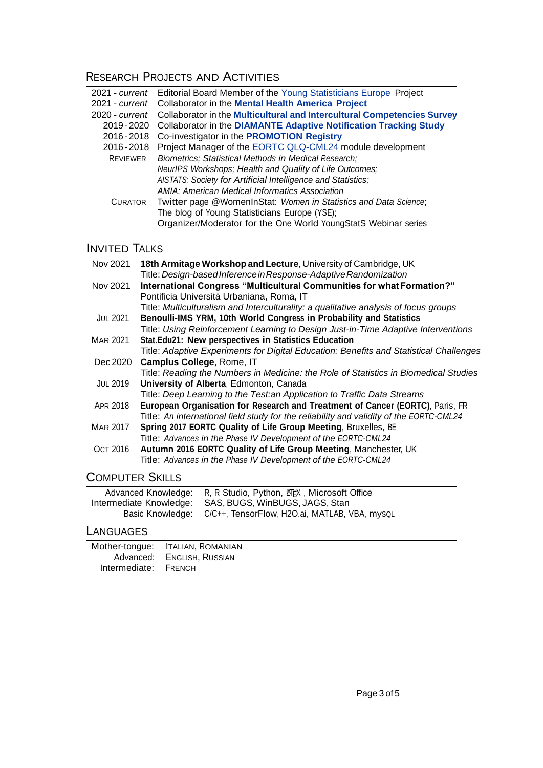## Research Projects and Activities

| | |
|---|---|
| 2021 - *current* | Editorial Board Member of the Young Statisticians Europe Project |
| 2021 - *current* | Collaborator in the **Mental Health America Project** |
| 2020 - *current* | Collaborator in the **Multicultural and Intercultural Competencies Survey** |
| 2019 - 2020 | Collaborator in the **DIAMANTE Adaptive Notification Tracking Study** |
| 2016 - 2018 | Co-investigator in the **PROMOTION Registry** |
| 2016 - 2018 | Project Manager of the EORTC QLQ-CML24 module development |
| Reviewer | *Biometrics; Statistical Methods in Medical Research;*<br>*NeurIPS Workshops; Health and Quality of Life Outcomes;*<br>*AISTATS: Society for Artificial Intelligence and Statistics;*<br>*AMIA: American Medical Informatics Association* |
| Curator | Twitter page @WomenInStat: *Women in Statistics and Data Science*;<br>The blog of Young Statisticians Europe (YSE);<br>Organizer/Moderator for the One World YoungStatS Webinar series |

## Invited Talks

| | |
|---|---|
| Nov 2021 | **18th Armitage Workshop and Lecture**, University of Cambridge, UK<br>Title: *Design-based Inference in Response-Adaptive Randomization* |
| Nov 2021 | **International Congress "Multicultural Communities for what Formation?"**<br>Pontificia Università Urbaniana, Roma, IT<br>Title: *Multiculturalism and Interculturality: a qualitative analysis of focus groups* |
| Jul 2021 | **Benoulli-IMS YRM, 10th World Congress in Probability and Statistics**<br>Title: *Using Reinforcement Learning to Design Just-in-Time Adaptive Interventions* |
| Mar 2021 | **Stat.Edu21: New perspectives in Statistics Education**<br>Title: *Adaptive Experiments for Digital Education: Benefits and Statistical Challenges* |
| Dec 2020 | **Camplus College**, Rome, IT<br>Title: *Reading the Numbers in Medicine: the Role of Statistics in Biomedical Studies* |
| Jul 2019 | **University of Alberta**, Edmonton, Canada<br>Title: *Deep Learning to the Test:an Application to Traffic Data Streams* |
| Apr 2018 | **European Organisation for Research and Treatment of Cancer (EORTC)**, Paris, FR<br>Title: *An international field study for the reliability and validity of the EORTC-CML24* |
| Mar 2017 | **Spring 2017 EORTC Quality of Life Group Meeting**, Bruxelles, BE<br>Title: *Advances in the Phase IV Development of the EORTC-CML24* |
| Oct 2016 | **Autumn 2016 EORTC Quality of Life Group Meeting**, Manchester, UK<br>Title: *Advances in the Phase IV Development of the EORTC-CML24* |

## Computer Skills

| | |
|---|---|
| Advanced Knowledge: | R, R Studio, Python, LaTeX, Microsoft Office |
| Intermediate Knowledge: | SAS, BUGS, WinBUGS, JAGS, Stan |
| Basic Knowledge: | C/C++, TensorFlow, H2O.ai, MATLAB, VBA, mySQL |

## Languages

| | |
|---|---|
| Mother-tongue: | Italian, Romanian |
| Advanced: | English, Russian |
| Intermediate: | French |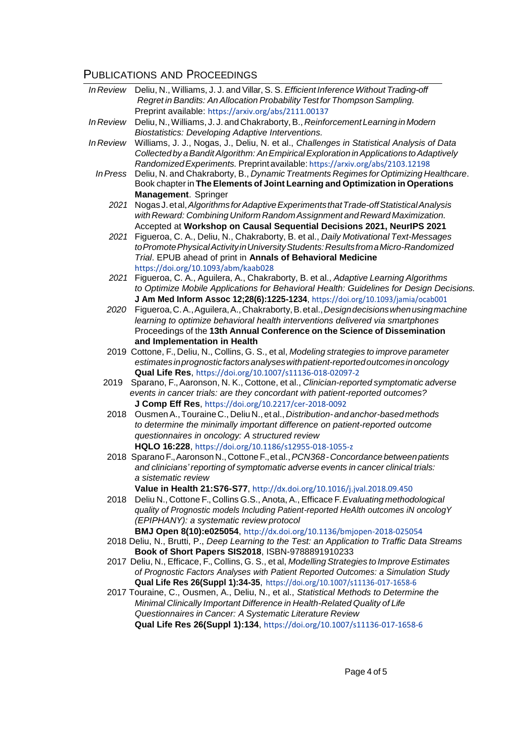## Publications and Proceedings

*In Review* Deliu, N., Williams, J. J. and Villar, S. S. *Efficient Inference Without Trading-off Regret in Bandits: An Allocation Probability Test for Thompson Sampling.* Preprint available: https://arxiv.org/abs/2111.00137

*In Review* Deliu, N., Williams, J. J. and Chakraborty, B., *Reinforcement Learning in Modern Biostatistics: Developing Adaptive Interventions.*

*In Review* Williams, J. J., Nogas, J., Deliu, N. et al., *Challenges in Statistical Analysis of Data Collected by a Bandit Algorithm: An Empirical Exploration in Applications to Adaptively Randomized Experiments.* Preprint available: https://arxiv.org/abs/2103.12198

*In Press* Deliu, N. and Chakraborty, B., *Dynamic Treatments Regimes for Optimizing Healthcare*. Book chapter in **The Elements of Joint Learning and Optimization in Operations Management**. Springer

*2021* Nogas J. et al, *Algorithms for Adaptive Experiments that Trade-off Statistical Analysis with Reward: Combining Uniform Random Assignment and Reward Maximization.* Accepted at **Workshop on Causal Sequential Decisions 2021, NeurIPS 2021**

*2021* Figueroa, C. A., Deliu, N., Chakraborty, B. et al., *Daily Motivational Text-Messages to Promote Physical Activity in University Students: Results from a Micro-Randomized Trial*. EPUB ahead of print in **Annals of Behavioral Medicine** https://doi.org/10.1093/abm/kaab028

*2021* Figueroa, C. A., Aguilera, A., Chakraborty, B. et al., *Adaptive Learning Algorithms to Optimize Mobile Applications for Behavioral Health: Guidelines for Design Decisions.* **J Am Med Inform Assoc 12;28(6):1225-1234**, https://doi.org/10.1093/jamia/ocab001

*2020* Figueroa, C. A., Aguilera, A., Chakraborty, B. et al., *Design decisions when using machine learning to optimize behavioral health interventions delivered via smartphones* Proceedings of the **13th Annual Conference on the Science of Dissemination and Implementation in Health**

2019 Cottone, F., Deliu, N., Collins, G. S., et al, *Modeling strategies to improve parameter estimates in prognostic factors analyses with patient-reported outcomes in oncology* **Qual Life Res**, https://doi.org/10.1007/s11136-018-02097-2

2019 Sparano, F., Aaronson, N. K., Cottone, et al., *Clinician-reported symptomatic adverse events in cancer trials: are they concordant with patient-reported outcomes?* **J Comp Eff Res**, https://doi.org/10.2217/cer-2018-0092

2018 Ousmen A., Touraine C., Deliu N., et al., *Distribution- and anchor-based methods to determine the minimally important difference on patient-reported outcome questionnaires in oncology: A structured review* **HQLO 16:228**, https://doi.org/10.1186/s12955-018-1055-z

2018 Sparano F., Aaronson N., Cottone F., et al., *PCN368 - Concordance between patients and clinicians' reporting of symptomatic adverse events in cancer clinical trials: a sistematic review* **Value in Health 21:S76-S77**, http://dx.doi.org/10.1016/j.jval.2018.09.450

2018 Deliu N., Cottone F., Collins G.S., Anota, A., Efficace F. *Evaluating methodological quality of Prognostic models Including Patient-reported HeAlth outcomes iN oncologY (EPIPHANY): a systematic review protocol* **BMJ Open 8(10):e025054**, http://dx.doi.org/10.1136/bmjopen-2018-025054

2018 Deliu, N., Brutti, P., *Deep Learning to the Test: an Application to Traffic Data Streams* **Book of Short Papers SIS2018**, ISBN-9788891910233

2017 Deliu, N., Efficace, F., Collins, G. S., et al, *Modelling Strategies to Improve Estimates of Prognostic Factors Analyses with Patient Reported Outcomes: a Simulation Study* **Qual Life Res 26(Suppl 1):34-35**, https://doi.org/10.1007/s11136-017-1658-6

2017 Touraine, C., Ousmen, A., Deliu, N., et al., *Statistical Methods to Determine the Minimal Clinically Important Difference in Health-Related Quality of Life Questionnaires in Cancer: A Systematic Literature Review* **Qual Life Res 26(Suppl 1):134**, https://doi.org/10.1007/s11136-017-1658-6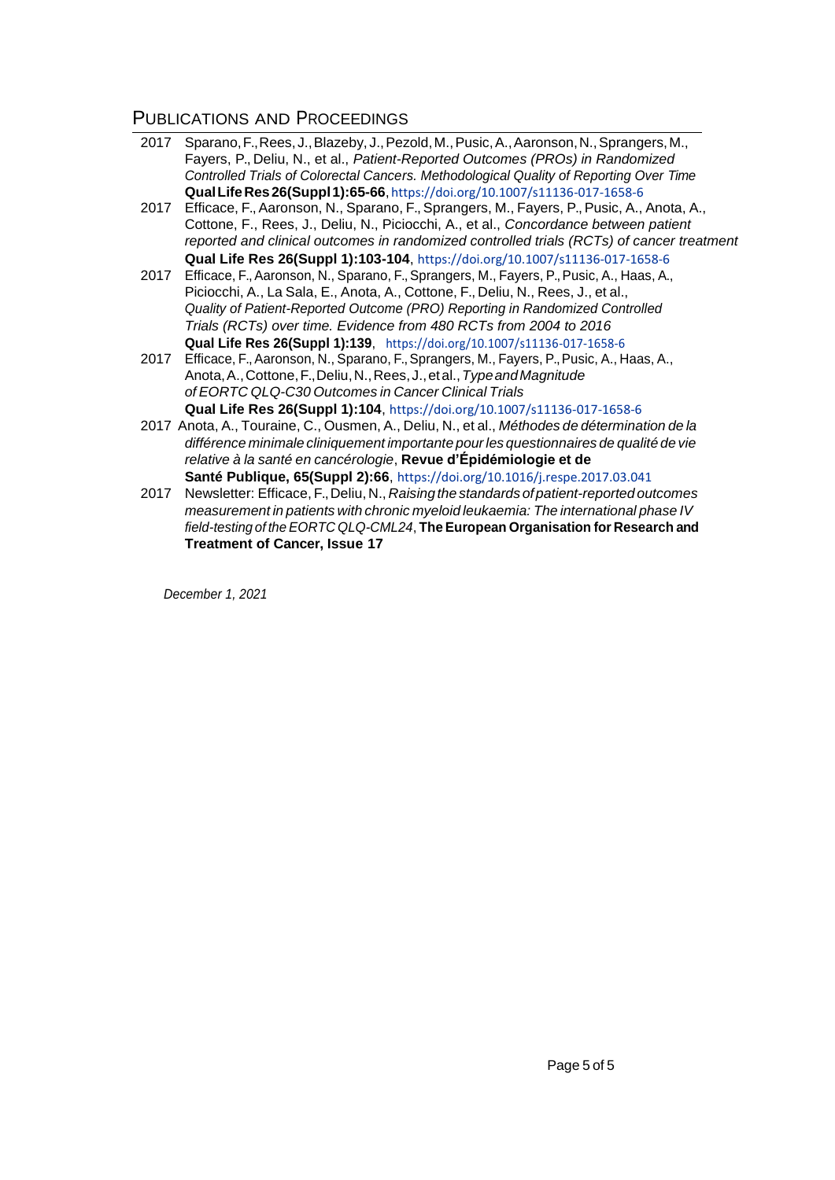## Publications and Proceedings

- 2017 Sparano, F., Rees, J., Blazeby, J., Pezold, M., Pusic, A., Aaronson, N., Sprangers, M., Fayers, P., Deliu, N., et al., *Patient-Reported Outcomes (PROs) in Randomized Controlled Trials of Colorectal Cancers. Methodological Quality of Reporting Over Time* **Qual Life Res 26(Suppl 1):65-66**, https://doi.org/10.1007/s11136-017-1658-6
- 2017 Efficace, F., Aaronson, N., Sparano, F., Sprangers, M., Fayers, P., Pusic, A., Anota, A., Cottone, F., Rees, J., Deliu, N., Piciocchi, A., et al., *Concordance between patient reported and clinical outcomes in randomized controlled trials (RCTs) of cancer treatment* **Qual Life Res 26(Suppl 1):103-104**, https://doi.org/10.1007/s11136-017-1658-6
- 2017 Efficace, F., Aaronson, N., Sparano, F., Sprangers, M., Fayers, P., Pusic, A., Haas, A., Piciocchi, A., La Sala, E., Anota, A., Cottone, F., Deliu, N., Rees, J., et al., *Quality of Patient-Reported Outcome (PRO) Reporting in Randomized Controlled Trials (RCTs) over time. Evidence from 480 RCTs from 2004 to 2016* **Qual Life Res 26(Suppl 1):139**, https://doi.org/10.1007/s11136-017-1658-6
- 2017 Efficace, F., Aaronson, N., Sparano, F., Sprangers, M., Fayers, P., Pusic, A., Haas, A., Anota, A., Cottone, F., Deliu, N., Rees, J., et al., *Type and Magnitude of EORTC QLQ-C30 Outcomes in Cancer Clinical Trials* **Qual Life Res 26(Suppl 1):104**, https://doi.org/10.1007/s11136-017-1658-6
- 2017 Anota, A., Touraine, C., Ousmen, A., Deliu, N., et al., *Méthodes de détermination de la différence minimale cliniquement importante pour les questionnaires de qualité de vie relative à la santé en cancérologie*, **Revue d'Épidémiologie et de Santé Publique, 65(Suppl 2):66**, https://doi.org/10.1016/j.respe.2017.03.041
- 2017 Newsletter: Efficace, F., Deliu, N., *Raising the standards of patient-reported outcomes measurement in patients with chronic myeloid leukaemia: The international phase IV field-testing of the EORTC QLQ-CML24*, **The European Organisation for Research and Treatment of Cancer, Issue 17**

*December 1, 2021*